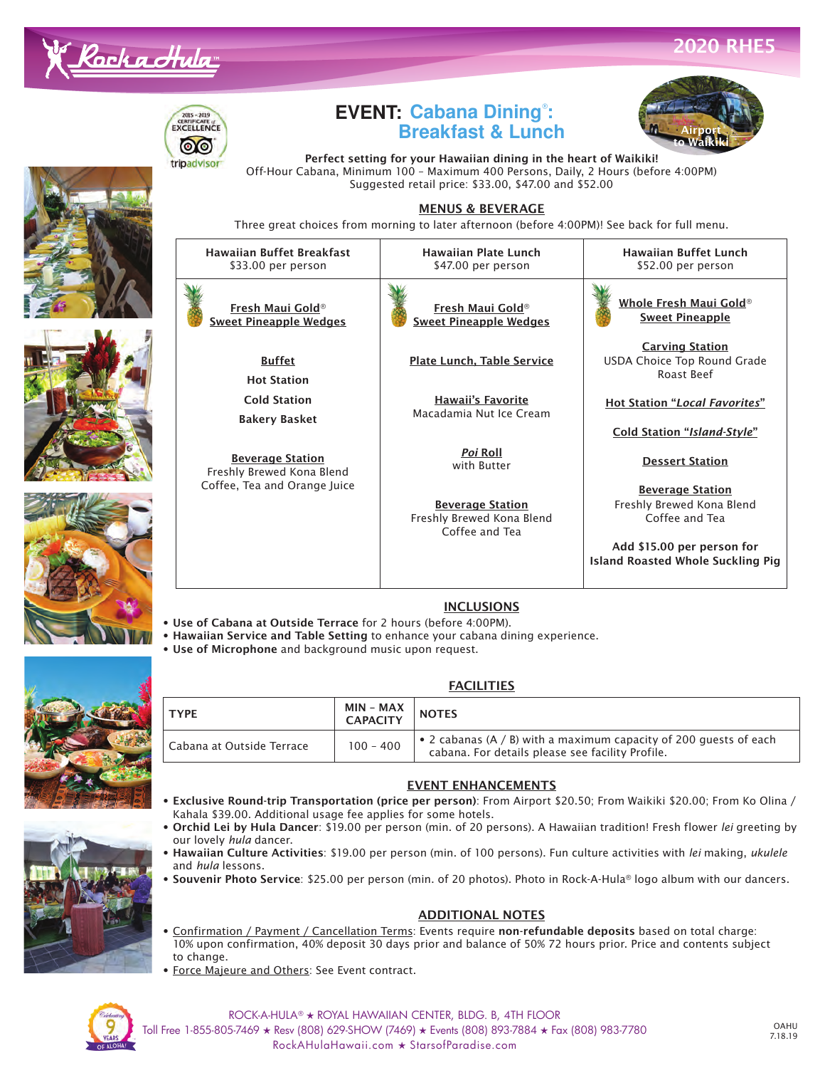Rock-A-Hula™

2020 RHE5

2015 – 2019 Certificate of Excellence — tripadvisor

# EVENT: Cabana Dining®: Breakfast & Lunch

Airport to Waikiki

**Perfect setting for your Hawaiian dining in the heart of Waikiki!**
Off-Hour Cabana, Minimum 100 – Maximum 400 Persons, Daily, 2 Hours (before 4:00PM)
Suggested retail price: $33.00, $47.00 and $52.00

## MENUS & BEVERAGE

Three great choices from morning to later afternoon (before 4:00PM)! See back for full menu.

| Hawaiian Buffet Breakfast<br>$33.00 per person | Hawaiian Plate Lunch<br>$47.00 per person | Hawaiian Buffet Lunch<br>$52.00 per person |
|---|---|---|
| **Fresh Maui Gold® Sweet Pineapple Wedges**<br><br>**Buffet**<br>**Hot Station**<br>**Cold Station**<br>**Bakery Basket**<br><br>**Beverage Station**<br>Freshly Brewed Kona Blend Coffee, Tea and Orange Juice | **Fresh Maui Gold® Sweet Pineapple Wedges**<br><br>**Plate Lunch, Table Service**<br><br>**Hawaii's Favorite**<br>Macadamia Nut Ice Cream<br><br>***Poi* Roll**<br>with Butter<br><br>**Beverage Station**<br>Freshly Brewed Kona Blend Coffee and Tea | **Whole Fresh Maui Gold® Sweet Pineapple**<br><br>**Carving Station**<br>USDA Choice Top Round Grade Roast Beef<br><br>**Hot Station "*Local Favorites*"**<br><br>**Cold Station "*Island-Style*"**<br><br>**Dessert Station**<br><br>**Beverage Station**<br>Freshly Brewed Kona Blend Coffee and Tea<br><br>**Add $15.00 per person for Island Roasted Whole Suckling Pig** |

## INCLUSIONS

- **Use of Cabana at Outside Terrace** for 2 hours (before 4:00PM).
- **Hawaiian Service and Table Setting** to enhance your cabana dining experience.
- **Use of Microphone** and background music upon request.

## FACILITIES

| TYPE | MIN – MAX CAPACITY | NOTES |
|---|---|---|
| Cabana at Outside Terrace | 100 – 400 | • 2 cabanas (A / B) with a maximum capacity of 200 guests of each cabana. For details please see facility Profile. |

## EVENT ENHANCEMENTS

- **Exclusive Round-trip Transportation (price per person)**: From Airport $20.50; From Waikiki $20.00; From Ko Olina / Kahala $39.00. Additional usage fee applies for some hotels.
- **Orchid Lei by Hula Dancer**: $19.00 per person (min. of 20 persons). A Hawaiian tradition! Fresh flower *lei* greeting by our lovely *hula* dancer.
- **Hawaiian Culture Activities**: $19.00 per person (min. of 100 persons). Fun culture activities with *lei* making, *ukulele* and *hula* lessons.
- **Souvenir Photo Service**: $25.00 per person (min. of 20 photos). Photo in Rock-A-Hula® logo album with our dancers.

## ADDITIONAL NOTES

- Confirmation / Payment / Cancellation Terms: Events require **non-refundable deposits** based on total charge: 10% upon confirmation, 40% deposit 30 days prior and balance of 50% 72 hours prior. Price and contents subject to change.
- Force Majeure and Others: See Event contract.

Celebrating 9 Years of Aloha!

ROCK-A-HULA® ★ ROYAL HAWAIIAN CENTER, BLDG. B, 4TH FLOOR
Toll Free 1-855-805-7469 ★ Resv (808) 629-SHOW (7469) ★ Events (808) 893-7884 ★ Fax (808) 983-7780
RockAHulaHawaii.com ★ StarsofParadise.com

OAHU 7.18.19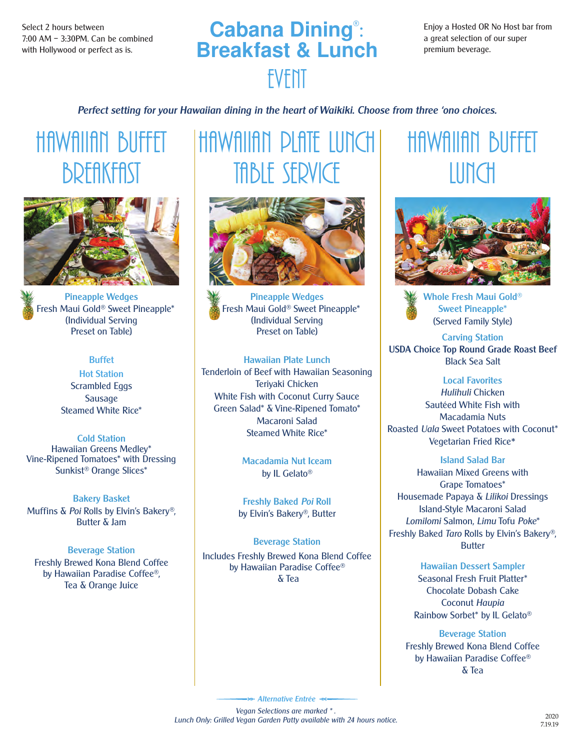Select 2 hours between 7:00 AM – 3:30PM. Can be combined with Hollywood or perfect as is.

# Cabana Dining®: Breakfast & Lunch EVENT

Enjoy a Hosted OR No Host bar from a great selection of our super premium beverage.

***Perfect setting for your Hawaiian dining in the heart of Waikiki. Choose from three 'ono choices.***

## HAWAIIAN BUFFET BREAKFAST

**Pineapple Wedges**
Fresh Maui Gold® Sweet Pineapple*
(Individual Serving
Preset on Table)

**Buffet**

**Hot Station**
Scrambled Eggs
Sausage
Steamed White Rice*

**Cold Station**
Hawaiian Greens Medley*
Vine-Ripened Tomatoes* with Dressing
Sunkist® Orange Slices*

**Bakery Basket**
Muffins & *Poi* Rolls by Elvin's Bakery®,
Butter & Jam

**Beverage Station**
Freshly Brewed Kona Blend Coffee
by Hawaiian Paradise Coffee®,
Tea & Orange Juice

## HAWAIIAN PLATE LUNCH TABLE SERVICE

**Pineapple Wedges**
Fresh Maui Gold® Sweet Pineapple*
(Individual Serving
Preset on Table)

**Hawaiian Plate Lunch**
Tenderloin of Beef with Hawaiian Seasoning
Teriyaki Chicken
White Fish with Coconut Curry Sauce
Green Salad* & Vine-Ripened Tomato*
Macaroni Salad
Steamed White Rice*

**Macadamia Nut Iceam**
by IL Gelato®

**Freshly Baked *Poi* Roll**
by Elvin's Bakery®, Butter

**Beverage Station**
Includes Freshly Brewed Kona Blend Coffee
by Hawaiian Paradise Coffee®
& Tea

## HAWAIIAN BUFFET LUNCH

**Whole Fresh Maui Gold® Sweet Pineapple***
(Served Family Style)

**Carving Station**
**USDA Choice Top Round Grade Roast Beef**
Black Sea Salt

**Local Favorites**
*Hulihuli* Chicken
Sautéed White Fish with
Macadamia Nuts
Roasted *Uala* Sweet Potatoes with Coconut*
Vegetarian Fried Rice*

**Island Salad Bar**
Hawaiian Mixed Greens with
Grape Tomatoes*
Housemade Papaya & *Lilikoi* Dressings
Island-Style Macaroni Salad
*Lomilomi* Salmon, *Limu* Tofu *Poke**
Freshly Baked *Taro* Rolls by Elvin's Bakery®,
Butter

**Hawaiian Dessert Sampler**
Seasonal Fresh Fruit Platter*
Chocolate Dobash Cake
Coconut *Haupia*
Rainbow Sorbet* by IL Gelato®

**Beverage Station**
Freshly Brewed Kona Blend Coffee
by Hawaiian Paradise Coffee®
& Tea

***Alternative Entrée***

*Vegan Selections are marked * .*
*Lunch Only: Grilled Vegan Garden Patty available with 24 hours notice.*

2020
7.19.19